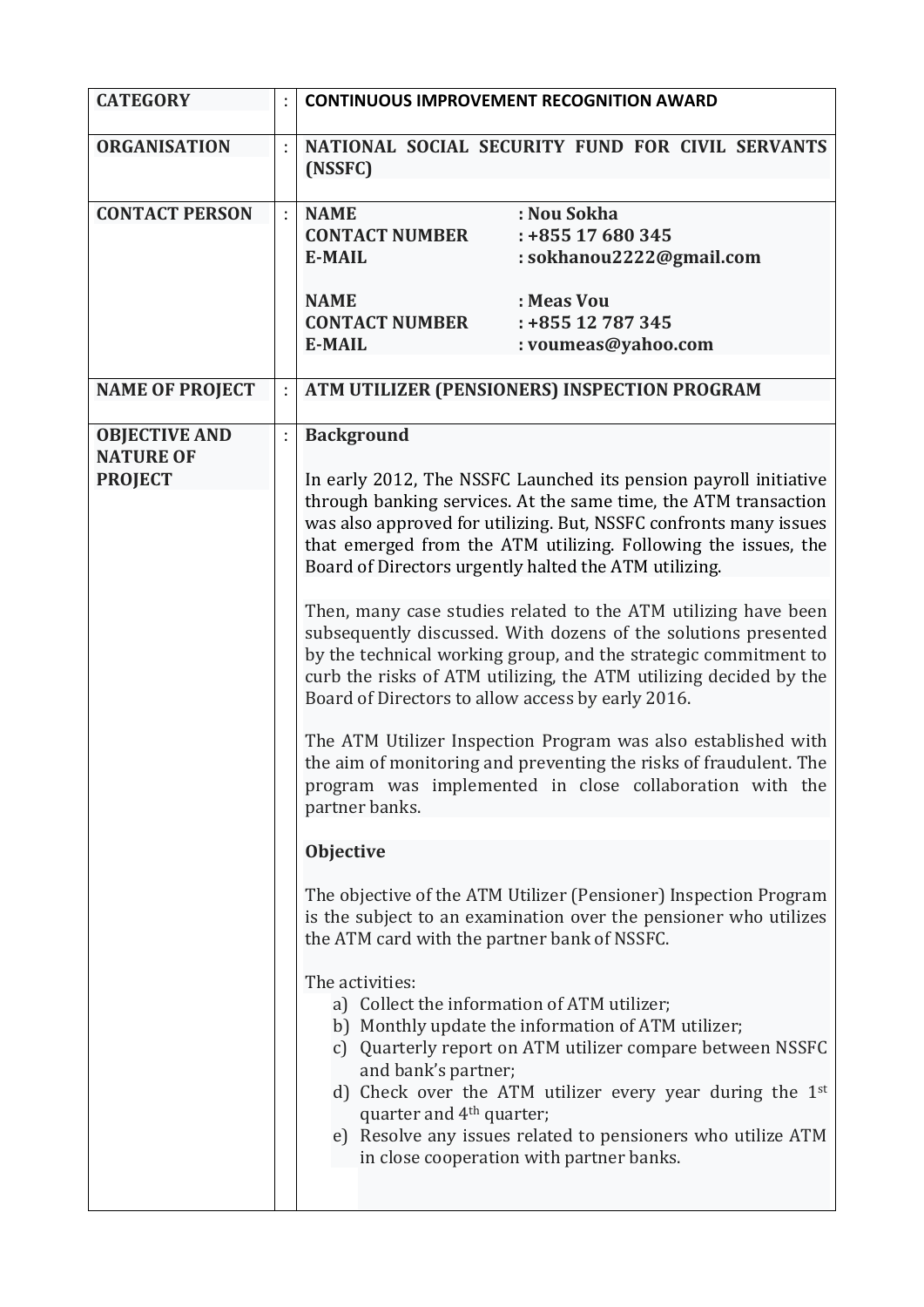| CATEGORY | : | **CONTINUOUS IMPROVEMENT RECOGNITION AWARD** |
|---|---|---|
| **ORGANISATION** | : | **NATIONAL SOCIAL SECURITY FUND FOR CIVIL SERVANTS (NSSFC)** |
| **CONTACT PERSON** | : | **NAME : Nou Sokha**<br>**CONTACT NUMBER : +855 17 680 345**<br>**E-MAIL : sokhanou2222@gmail.com**<br><br>**NAME : Meas Vou**<br>**CONTACT NUMBER : +855 12 787 345**<br>**E-MAIL : voumeas@yahoo.com** |
| **NAME OF PROJECT** | : | **ATM UTILIZER (PENSIONERS) INSPECTION PROGRAM** |
| **OBJECTIVE AND NATURE OF PROJECT** | : | **Background**<br><br>In early 2012, The NSSFC Launched its pension payroll initiative through banking services. At the same time, the ATM transaction was also approved for utilizing. But, NSSFC confronts many issues that emerged from the ATM utilizing. Following the issues, the Board of Directors urgently halted the ATM utilizing.<br><br>Then, many case studies related to the ATM utilizing have been subsequently discussed. With dozens of the solutions presented by the technical working group, and the strategic commitment to curb the risks of ATM utilizing, the ATM utilizing decided by the Board of Directors to allow access by early 2016.<br><br>The ATM Utilizer Inspection Program was also established with the aim of monitoring and preventing the risks of fraudulent. The program was implemented in close collaboration with the partner banks.<br><br>**Objective**<br><br>The objective of the ATM Utilizer (Pensioner) Inspection Program is the subject to an examination over the pensioner who utilizes the ATM card with the partner bank of NSSFC.<br><br>The activities:<br>a) Collect the information of ATM utilizer;<br>b) Monthly update the information of ATM utilizer;<br>c) Quarterly report on ATM utilizer compare between NSSFC and bank's partner;<br>d) Check over the ATM utilizer every year during the 1st quarter and 4th quarter;<br>e) Resolve any issues related to pensioners who utilize ATM in close cooperation with partner banks. |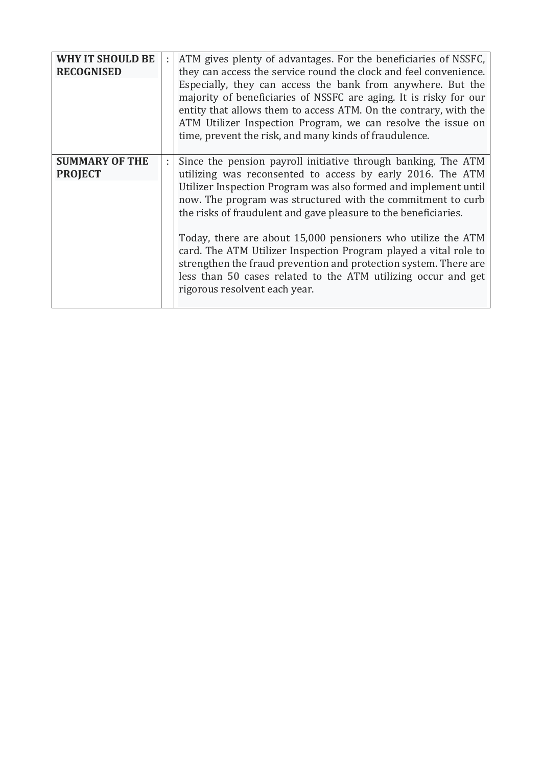| | | |
|---|---|---|
| **WHY IT SHOULD BE RECOGNISED** | : | ATM gives plenty of advantages. For the beneficiaries of NSSFC, they can access the service round the clock and feel convenience. Especially, they can access the bank from anywhere. But the majority of beneficiaries of NSSFC are aging. It is risky for our entity that allows them to access ATM. On the contrary, with the ATM Utilizer Inspection Program, we can resolve the issue on time, prevent the risk, and many kinds of fraudulence. |
| **SUMMARY OF THE PROJECT** | : | Since the pension payroll initiative through banking, The ATM utilizing was reconsented to access by early 2016. The ATM Utilizer Inspection Program was also formed and implement until now. The program was structured with the commitment to curb the risks of fraudulent and gave pleasure to the beneficiaries.<br><br>Today, there are about 15,000 pensioners who utilize the ATM card. The ATM Utilizer Inspection Program played a vital role to strengthen the fraud prevention and protection system. There are less than 50 cases related to the ATM utilizing occur and get rigorous resolvent each year. |